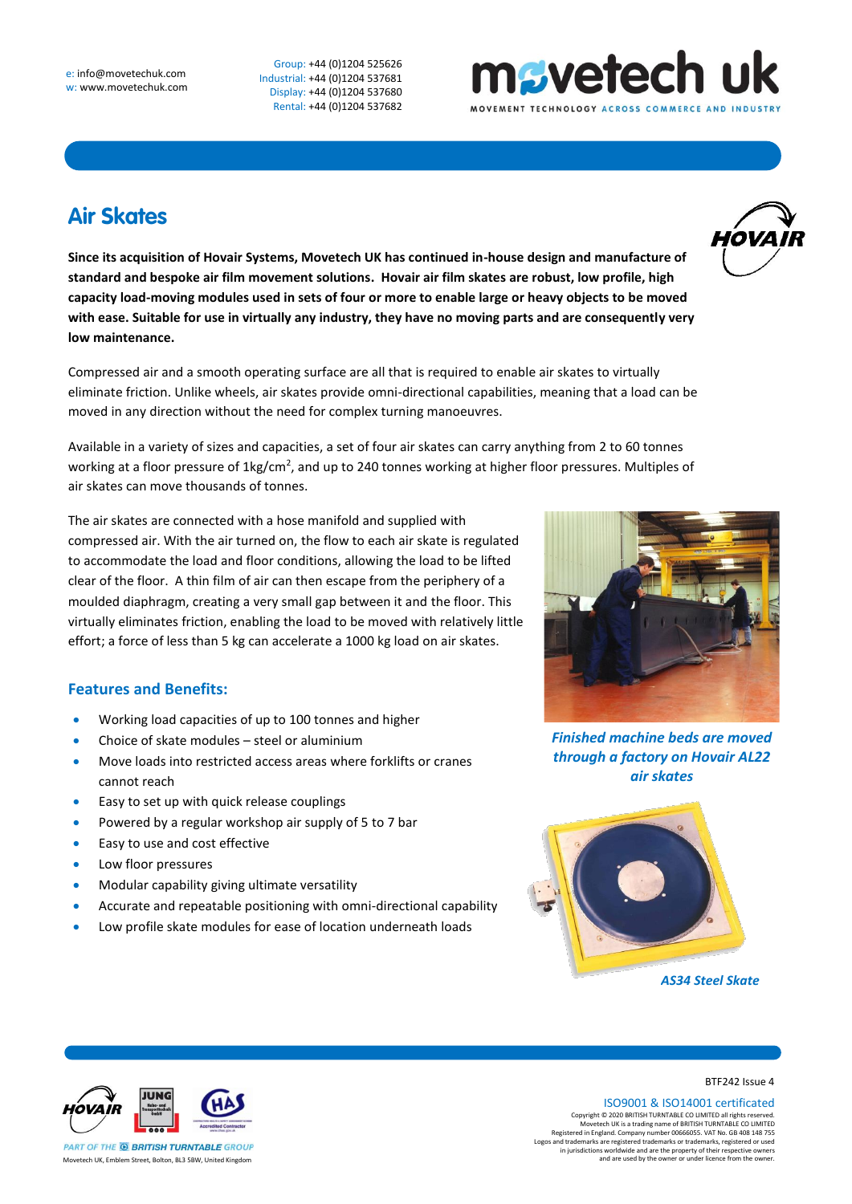e: info@movetechuk.com
w: www.movetechuk.com

Group: +44 (0)1204 525626
Industrial: +44 (0)1204 537681
Display: +44 (0)1204 537680
Rental: +44 (0)1204 537682

movetech uk
MOVEMENT TECHNOLOGY ACROSS COMMERCE AND INDUSTRY

# Air Skates

**Since its acquisition of Hovair Systems, Movetech UK has continued in-house design and manufacture of standard and bespoke air film movement solutions. Hovair air film skates are robust, low profile, high capacity load-moving modules used in sets of four or more to enable large or heavy objects to be moved with ease. Suitable for use in virtually any industry, they have no moving parts and are consequently very low maintenance.**

Compressed air and a smooth operating surface are all that is required to enable air skates to virtually eliminate friction. Unlike wheels, air skates provide omni-directional capabilities, meaning that a load can be moved in any direction without the need for complex turning manoeuvres.

Available in a variety of sizes and capacities, a set of four air skates can carry anything from 2 to 60 tonnes working at a floor pressure of 1kg/cm$^2$, and up to 240 tonnes working at higher floor pressures. Multiples of air skates can move thousands of tonnes.

The air skates are connected with a hose manifold and supplied with compressed air. With the air turned on, the flow to each air skate is regulated to accommodate the load and floor conditions, allowing the load to be lifted clear of the floor. A thin film of air can then escape from the periphery of a moulded diaphragm, creating a very small gap between it and the floor. This virtually eliminates friction, enabling the load to be moved with relatively little effort; a force of less than 5 kg can accelerate a 1000 kg load on air skates.

*Finished machine beds are moved through a factory on Hovair AL22 air skates*

## Features and Benefits:

- Working load capacities of up to 100 tonnes and higher
- Choice of skate modules – steel or aluminium
- Move loads into restricted access areas where forklifts or cranes cannot reach
- Easy to set up with quick release couplings
- Powered by a regular workshop air supply of 5 to 7 bar
- Easy to use and cost effective
- Low floor pressures
- Modular capability giving ultimate versatility
- Accurate and repeatable positioning with omni-directional capability
- Low profile skate modules for ease of location underneath loads

*AS34 Steel Skate*

BTF242 Issue 4

PART OF THE BRITISH TURNTABLE GROUP
Movetech UK, Emblem Street, Bolton, BL3 5BW, United Kingdom

ISO9001 & ISO14001 certificated

Copyright © 2020 BRITISH TURNTABLE CO LIMITED all rights reserved.
Movetech UK is a trading name of BRITISH TURNTABLE CO LIMITED
Registered in England. Company number 00666055. VAT No. GB 408 148 755
Logos and trademarks are registered trademarks or trademarks, registered or used in jurisdictions worldwide and are the property of their respective owners and are used by the owner or under licence from the owner.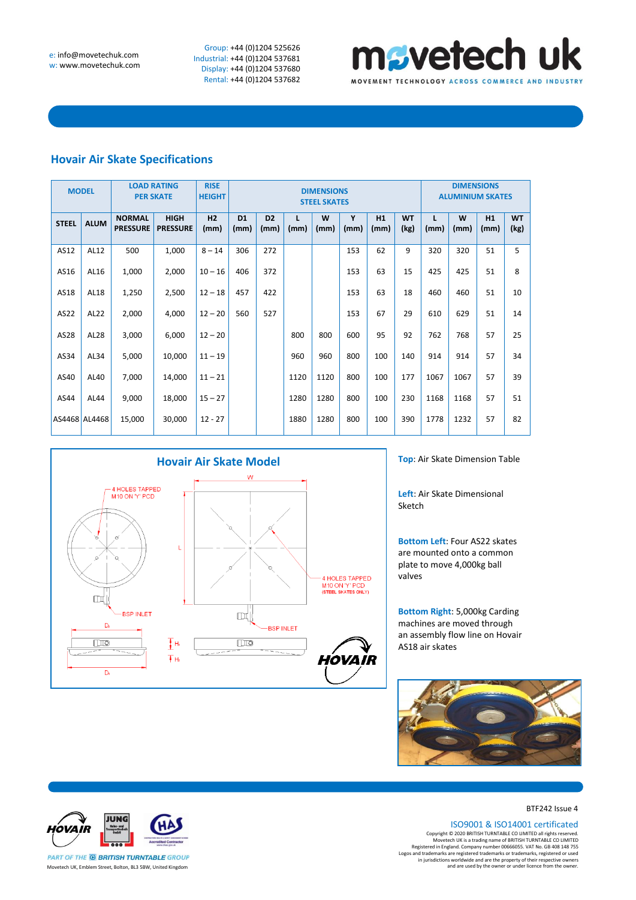e: info@movetechuk.com
w: www.movetechuk.com

Group: +44 (0)1204 525626
Industrial: +44 (0)1204 537681
Display: +44 (0)1204 537680
Rental: +44 (0)1204 537682

movetech uk
MOVEMENT TECHNOLOGY ACROSS COMMERCE AND INDUSTRY

## Hovair Air Skate Specifications

| MODEL | | LOAD RATING PER SKATE | | RISE HEIGHT | DIMENSIONS STEEL SKATES | | | | | | | DIMENSIONS ALUMINIUM SKATES | | | |
|---|---|---|---|---|---|---|---|---|---|---|---|---|---|---|---|
| STEEL | ALUM | NORMAL PRESSURE | HIGH PRESSURE | H2 (mm) | D1 (mm) | D2 (mm) | L (mm) | W (mm) | Y (mm) | H1 (mm) | WT (kg) | L (mm) | W (mm) | H1 (mm) | WT (kg) |
| AS12 | AL12 | 500 | 1,000 | 8 – 14 | 306 | 272 | | | 153 | 62 | 9 | 320 | 320 | 51 | 5 |
| AS16 | AL16 | 1,000 | 2,000 | 10 – 16 | 406 | 372 | | | 153 | 63 | 15 | 425 | 425 | 51 | 8 |
| AS18 | AL18 | 1,250 | 2,500 | 12 – 18 | 457 | 422 | | | 153 | 63 | 18 | 460 | 460 | 51 | 10 |
| AS22 | AL22 | 2,000 | 4,000 | 12 – 20 | 560 | 527 | | | 153 | 67 | 29 | 610 | 629 | 51 | 14 |
| AS28 | AL28 | 3,000 | 6,000 | 12 – 20 | | | 800 | 800 | 600 | 95 | 92 | 762 | 768 | 57 | 25 |
| AS34 | AL34 | 5,000 | 10,000 | 11 – 19 | | | 960 | 960 | 800 | 100 | 140 | 914 | 914 | 57 | 34 |
| AS40 | AL40 | 7,000 | 14,000 | 11 – 21 | | | 1120 | 1120 | 800 | 100 | 177 | 1067 | 1067 | 57 | 39 |
| AS44 | AL44 | 9,000 | 18,000 | 15 – 27 | | | 1280 | 1280 | 800 | 100 | 230 | 1168 | 1168 | 57 | 51 |
| AS4468 | AL4468 | 15,000 | 30,000 | 12 - 27 | | | 1880 | 1280 | 800 | 100 | 390 | 1778 | 1232 | 57 | 82 |

### Hovair Air Skate Model

4 HOLES TAPPED M10 ON 'Y' PCD
W
L
4 HOLES TAPPED M10 ON 'Y' PCD (STEEL SKATES ONLY)
BSP INLET
BSP INLET
D1
D2
H1
H2
HOVAIR

**Top**: Air Skate Dimension Table

**Left**: Air Skate Dimensional Sketch

**Bottom Left**: Four AS22 skates are mounted onto a common plate to move 4,000kg ball valves

**Bottom Right**: 5,000kg Carding machines are moved through an assembly flow line on Hovair AS18 air skates

BTF242 Issue 4

ISO9001 & ISO14001 certificated

Copyright © 2020 BRITISH TURNTABLE CO LIMITED all rights reserved.
Movetech UK is a trading name of BRITISH TURNTABLE CO LIMITED
Registered in England. Company number 00666055. VAT No. GB 408 148 755
Logos and trademarks are registered trademarks or trademarks, registered or used in jurisdictions worldwide and are the property of their respective owners and are used by the owner or under licence from the owner.

PART OF THE BRITISH TURNTABLE GROUP
Movetech UK, Emblem Street, Bolton, BL3 5BW, United Kingdom